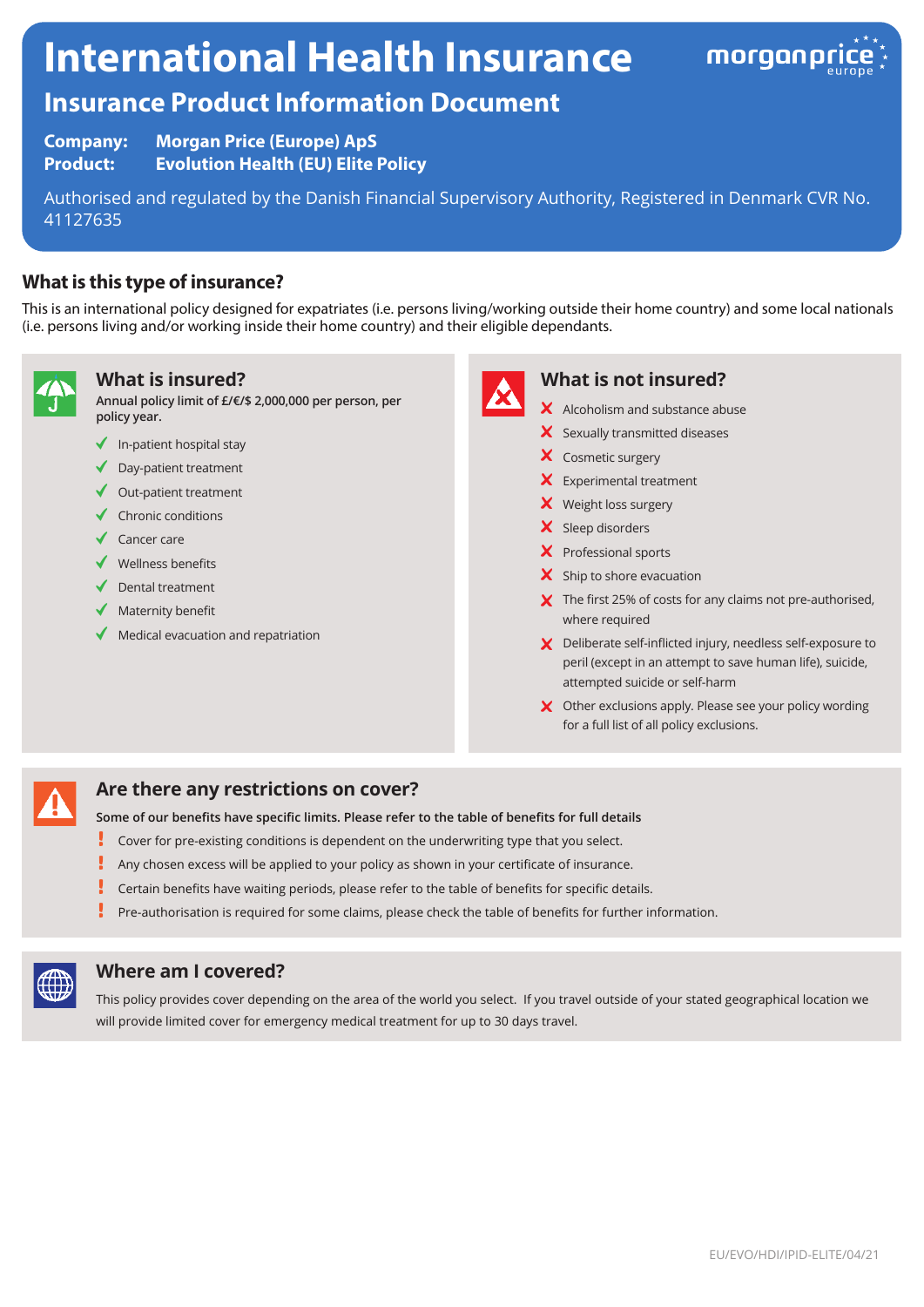# International Health Insurance

## Insurance Product Information Document

**Company:** **Morgan Price (Europe) ApS**
**Product:** **Evolution Health (EU) Elite Policy**

Authorised and regulated by the Danish Financial Supervisory Authority, Registered in Denmark CVR No. 41127635

### What is this type of insurance?

This is an international policy designed for expatriates (i.e. persons living/working outside their home country) and some local nationals (i.e. persons living and/or working inside their home country) and their eligible dependants.

### What is insured?

**Annual policy limit of £/€/$ 2,000,000 per person, per policy year.**

- ✓ In-patient hospital stay
- ✓ Day-patient treatment
- ✓ Out-patient treatment
- ✓ Chronic conditions
- ✓ Cancer care
- ✓ Wellness benefits
- ✓ Dental treatment
- ✓ Maternity benefit
- ✓ Medical evacuation and repatriation

### What is not insured?

- ✗ Alcoholism and substance abuse
- ✗ Sexually transmitted diseases
- ✗ Cosmetic surgery
- ✗ Experimental treatment
- ✗ Weight loss surgery
- ✗ Sleep disorders
- ✗ Professional sports
- ✗ Ship to shore evacuation
- ✗ The first 25% of costs for any claims not pre-authorised, where required
- ✗ Deliberate self-inflicted injury, needless self-exposure to peril (except in an attempt to save human life), suicide, attempted suicide or self-harm
- ✗ Other exclusions apply. Please see your policy wording for a full list of all policy exclusions.

### Are there any restrictions on cover?

**Some of our benefits have specific limits. Please refer to the table of benefits for full details**

- ! Cover for pre-existing conditions is dependent on the underwriting type that you select.
- ! Any chosen excess will be applied to your policy as shown in your certificate of insurance.
- ! Certain benefits have waiting periods, please refer to the table of benefits for specific details.
- ! Pre-authorisation is required for some claims, please check the table of benefits for further information.

### Where am I covered?

This policy provides cover depending on the area of the world you select. If you travel outside of your stated geographical location we will provide limited cover for emergency medical treatment for up to 30 days travel.

EU/EVO/HDI/IPID-ELITE/04/21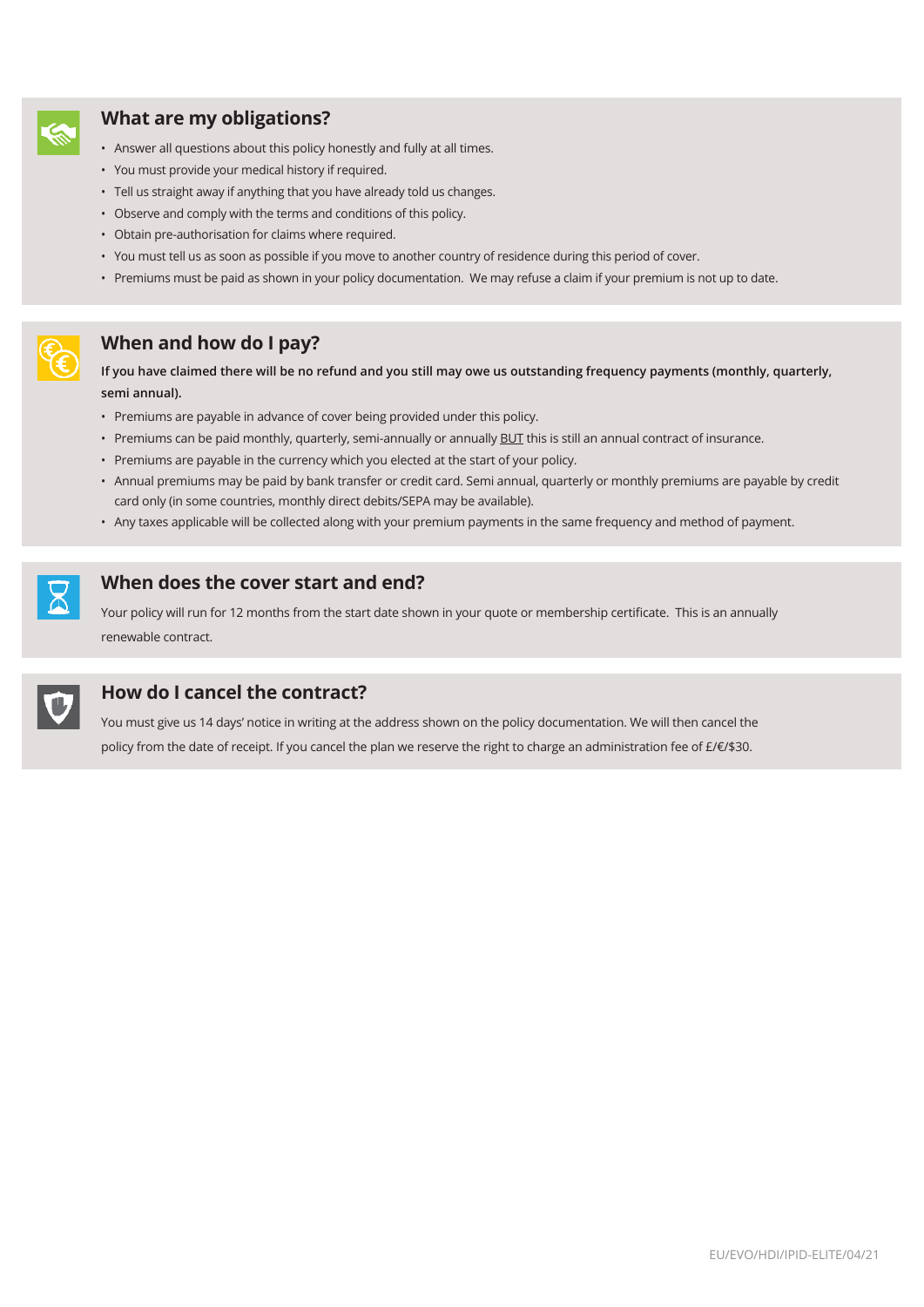## What are my obligations?

- Answer all questions about this policy honestly and fully at all times.
- You must provide your medical history if required.
- Tell us straight away if anything that you have already told us changes.
- Observe and comply with the terms and conditions of this policy.
- Obtain pre-authorisation for claims where required.
- You must tell us as soon as possible if you move to another country of residence during this period of cover.
- Premiums must be paid as shown in your policy documentation. We may refuse a claim if your premium is not up to date.

## When and how do I pay?

**If you have claimed there will be no refund and you still may owe us outstanding frequency payments (monthly, quarterly, semi annual).**

- Premiums are payable in advance of cover being provided under this policy.
- Premiums can be paid monthly, quarterly, semi-annually or annually BUT this is still an annual contract of insurance.
- Premiums are payable in the currency which you elected at the start of your policy.
- Annual premiums may be paid by bank transfer or credit card. Semi annual, quarterly or monthly premiums are payable by credit card only (in some countries, monthly direct debits/SEPA may be available).
- Any taxes applicable will be collected along with your premium payments in the same frequency and method of payment.

## When does the cover start and end?

Your policy will run for 12 months from the start date shown in your quote or membership certificate. This is an annually renewable contract.

## How do I cancel the contract?

You must give us 14 days' notice in writing at the address shown on the policy documentation. We will then cancel the policy from the date of receipt. If you cancel the plan we reserve the right to charge an administration fee of £/€/$30.

EU/EVO/HDI/IPID-ELITE/04/21